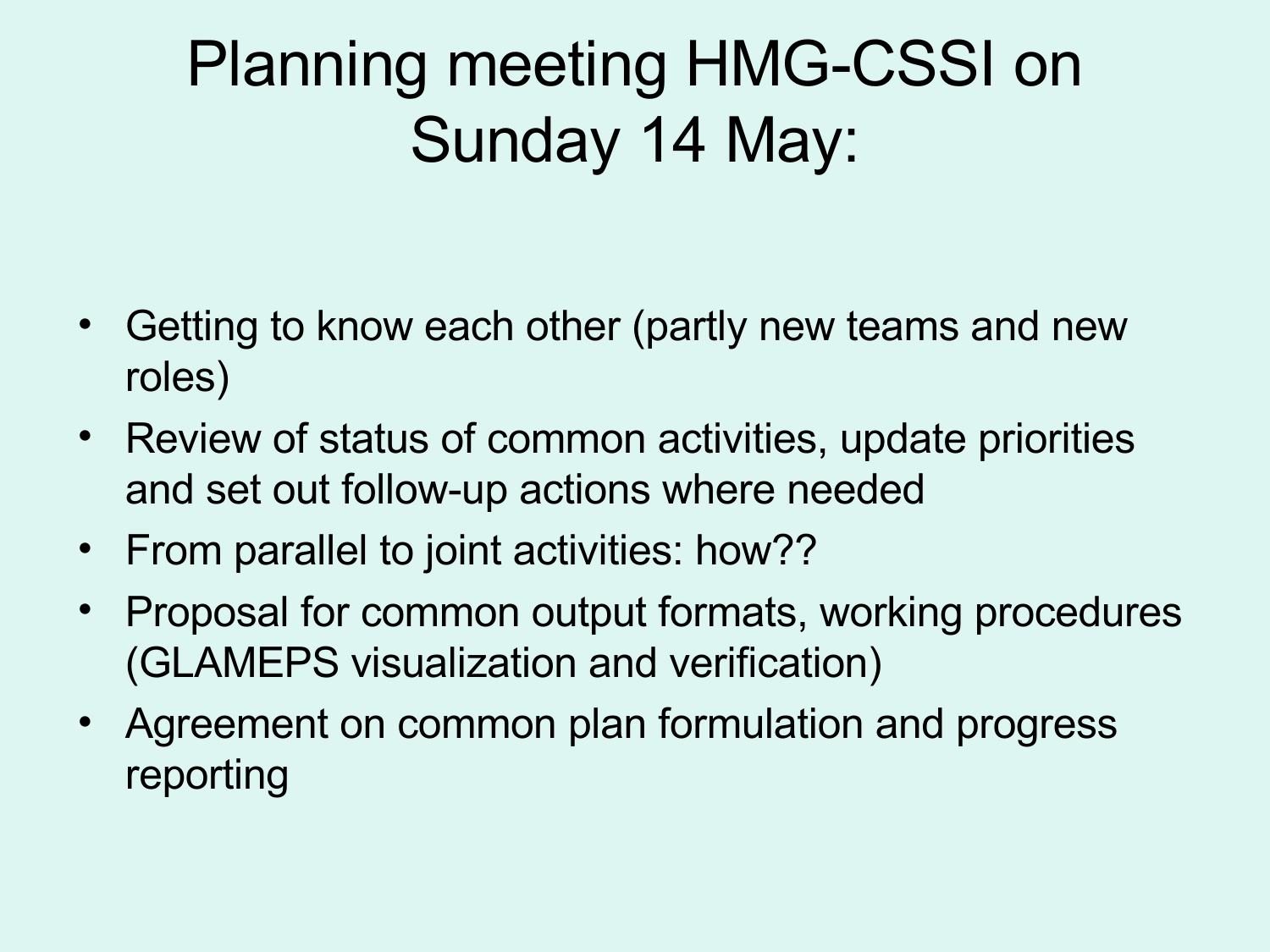# Planning meeting HMG-CSSI on Sunday 14 May:

- Getting to know each other (partly new teams and new roles)
- Review of status of common activities, update priorities and set out follow-up actions where needed
- From parallel to joint activities: how??
- Proposal for common output formats, working procedures (GLAMEPS visualization and verification)
- Agreement on common plan formulation and progress reporting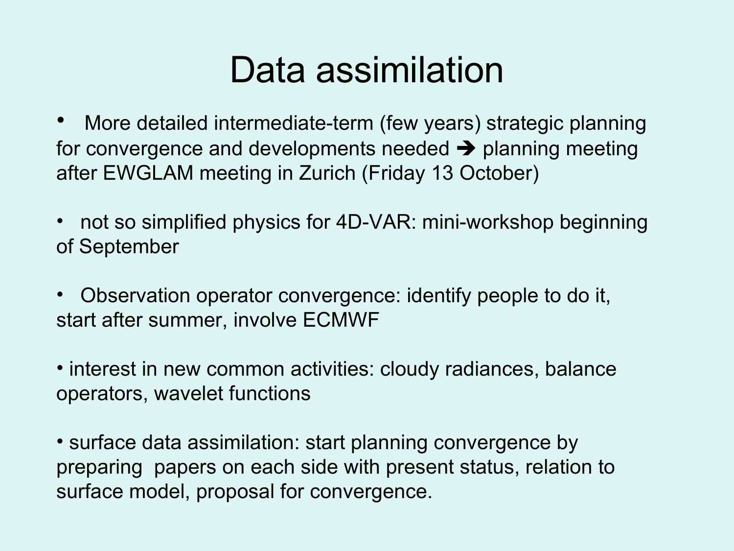# Data assimilation

- More detailed intermediate-term (few years) strategic planning for convergence and developments needed ➔ planning meeting after EWGLAM meeting in Zurich (Friday 13 October)
- not so simplified physics for 4D-VAR: mini-workshop beginning of September
- Observation operator convergence: identify people to do it, start after summer, involve ECMWF
- interest in new common activities: cloudy radiances, balance operators, wavelet functions
- surface data assimilation: start planning convergence by preparing papers on each side with present status, relation to surface model, proposal for convergence.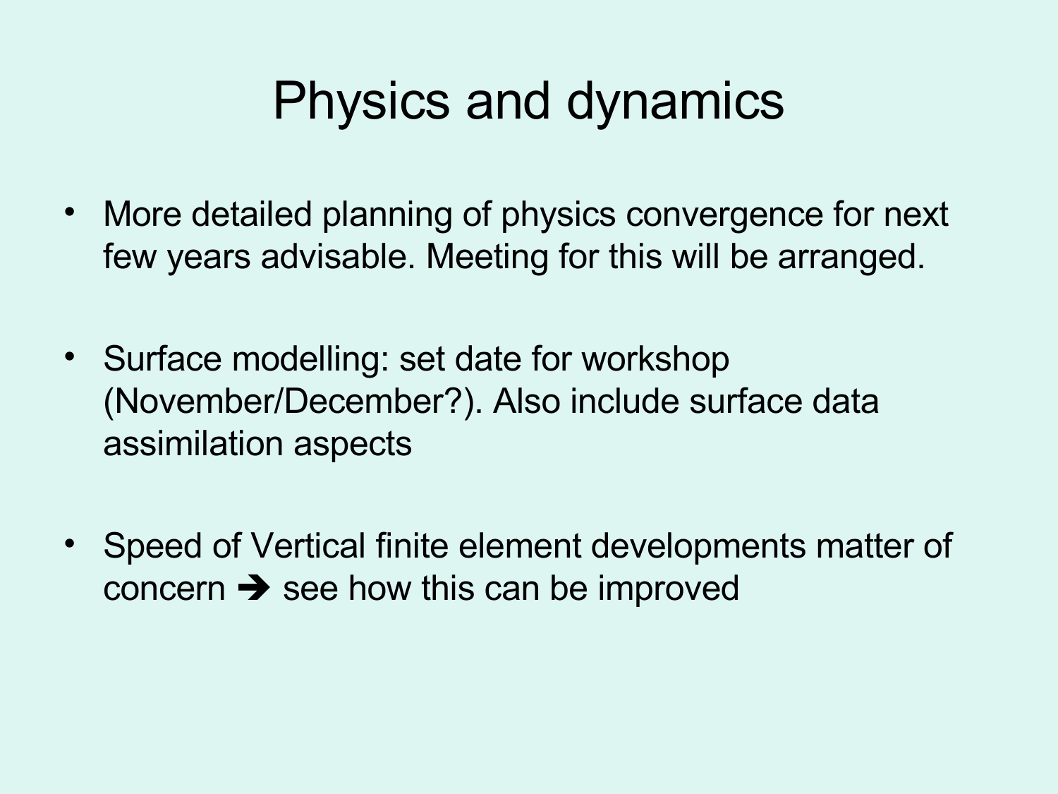# Physics and dynamics

- More detailed planning of physics convergence for next few years advisable. Meeting for this will be arranged.
- Surface modelling: set date for workshop (November/December?). Also include surface data assimilation aspects
- Speed of Vertical finite element developments matter of concern ➔ see how this can be improved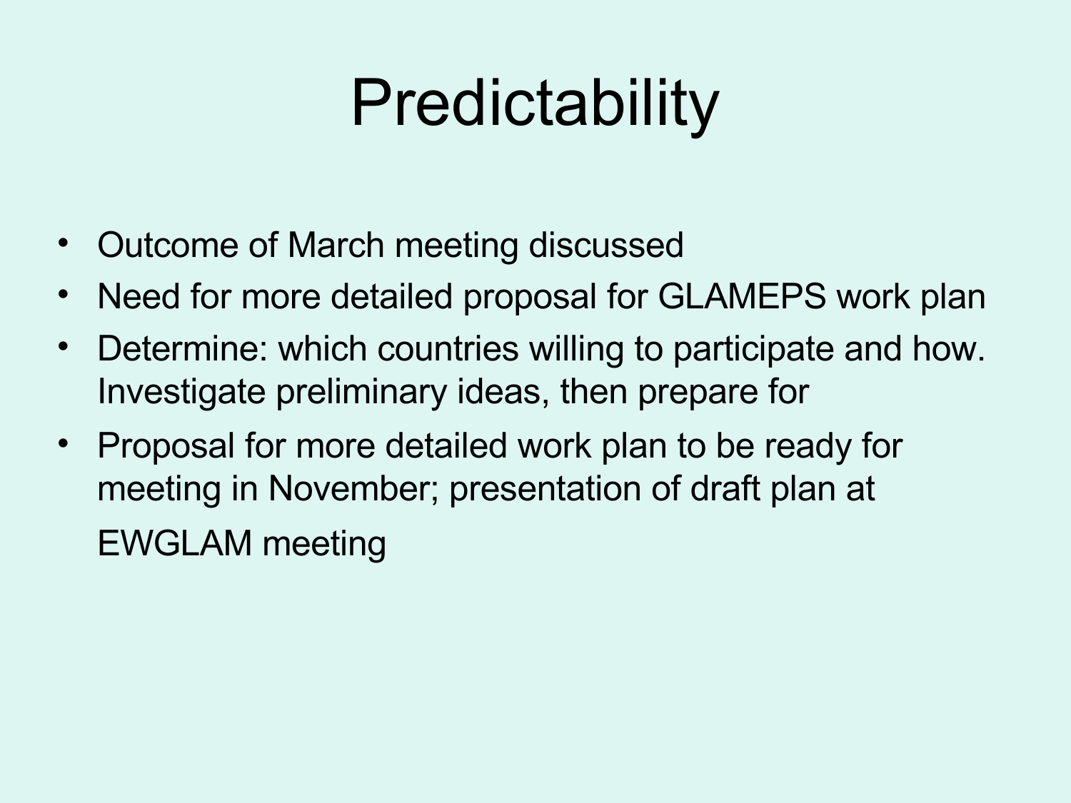# Predictability

- Outcome of March meeting discussed
- Need for more detailed proposal for GLAMEPS work plan
- Determine: which countries willing to participate and how. Investigate preliminary ideas, then prepare for
- Proposal for more detailed work plan to be ready for meeting in November; presentation of draft plan at EWGLAM meeting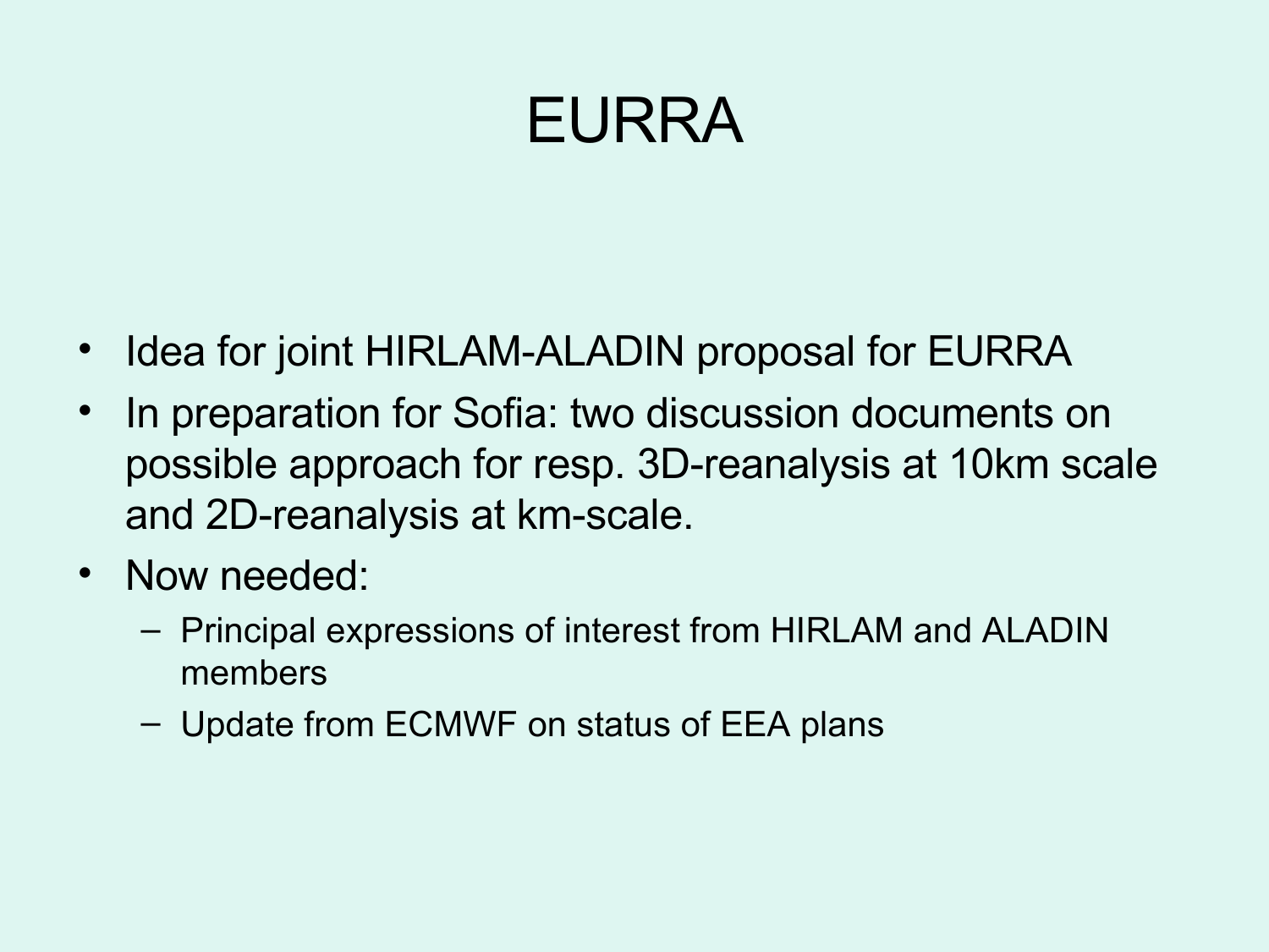# EURRA

- Idea for joint HIRLAM-ALADIN proposal for EURRA
- In preparation for Sofia: two discussion documents on possible approach for resp. 3D-reanalysis at 10km scale and 2D-reanalysis at km-scale.
- Now needed:
  - Principal expressions of interest from HIRLAM and ALADIN members
  - Update from ECMWF on status of EEA plans